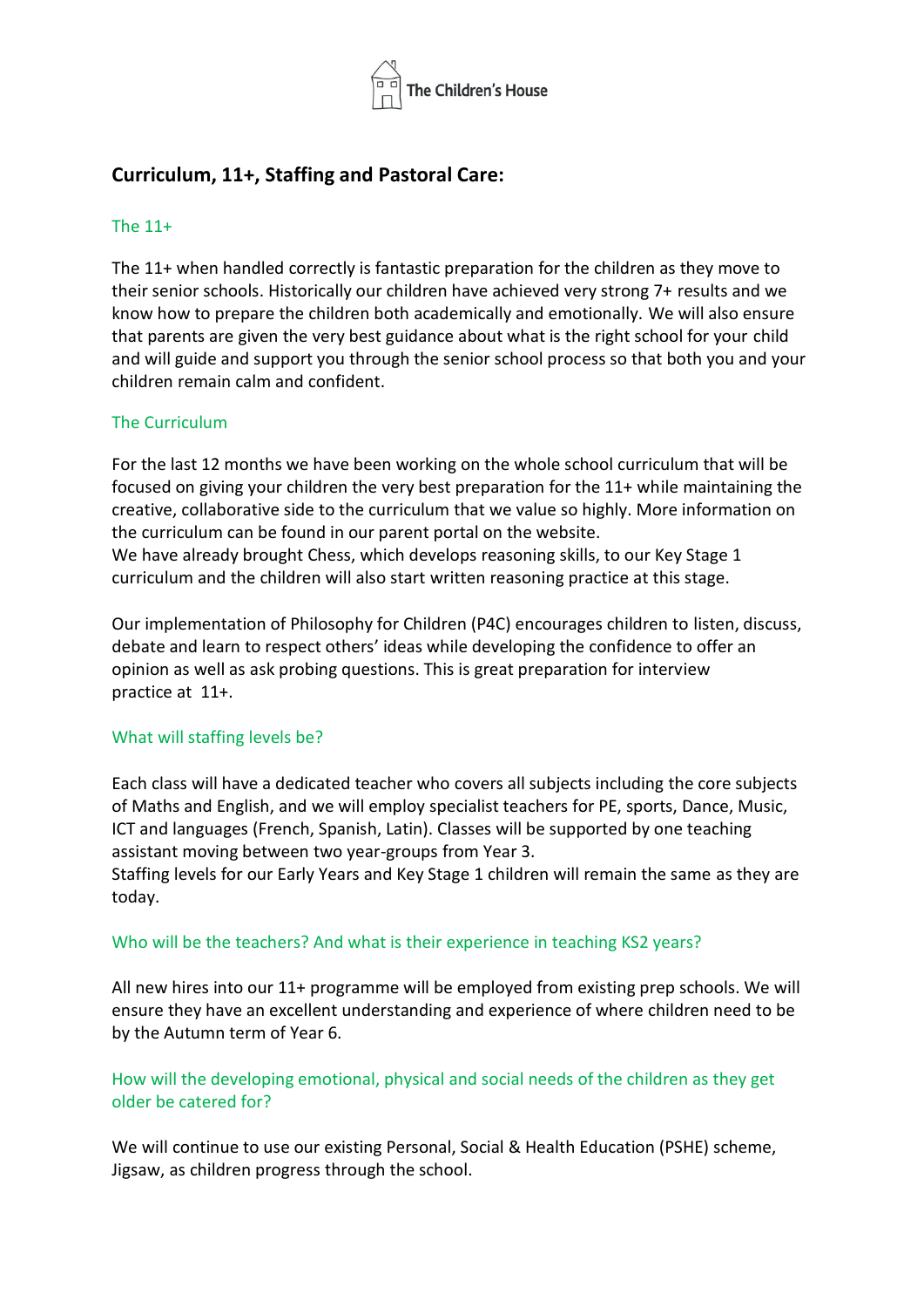The Children's House

## Curriculum, 11+, Staffing and Pastoral Care:

### The 11+

The 11+ when handled correctly is fantastic preparation for the children as they move to their senior schools. Historically our children have achieved very strong 7+ results and we know how to prepare the children both academically and emotionally. We will also ensure that parents are given the very best guidance about what is the right school for your child and will guide and support you through the senior school process so that both you and your children remain calm and confident.

### The Curriculum

For the last 12 months we have been working on the whole school curriculum that will be focused on giving your children the very best preparation for the 11+ while maintaining the creative, collaborative side to the curriculum that we value so highly. More information on the curriculum can be found in our parent portal on the website.
We have already brought Chess, which develops reasoning skills, to our Key Stage 1 curriculum and the children will also start written reasoning practice at this stage.

Our implementation of Philosophy for Children (P4C) encourages children to listen, discuss, debate and learn to respect others' ideas while developing the confidence to offer an opinion as well as ask probing questions. This is great preparation for interview practice at 11+.

### What will staffing levels be?

Each class will have a dedicated teacher who covers all subjects including the core subjects of Maths and English, and we will employ specialist teachers for PE, sports, Dance, Music, ICT and languages (French, Spanish, Latin). Classes will be supported by one teaching assistant moving between two year-groups from Year 3.
Staffing levels for our Early Years and Key Stage 1 children will remain the same as they are today.

### Who will be the teachers? And what is their experience in teaching KS2 years?

All new hires into our 11+ programme will be employed from existing prep schools. We will ensure they have an excellent understanding and experience of where children need to be by the Autumn term of Year 6.

### How will the developing emotional, physical and social needs of the children as they get older be catered for?

We will continue to use our existing Personal, Social & Health Education (PSHE) scheme, Jigsaw, as children progress through the school.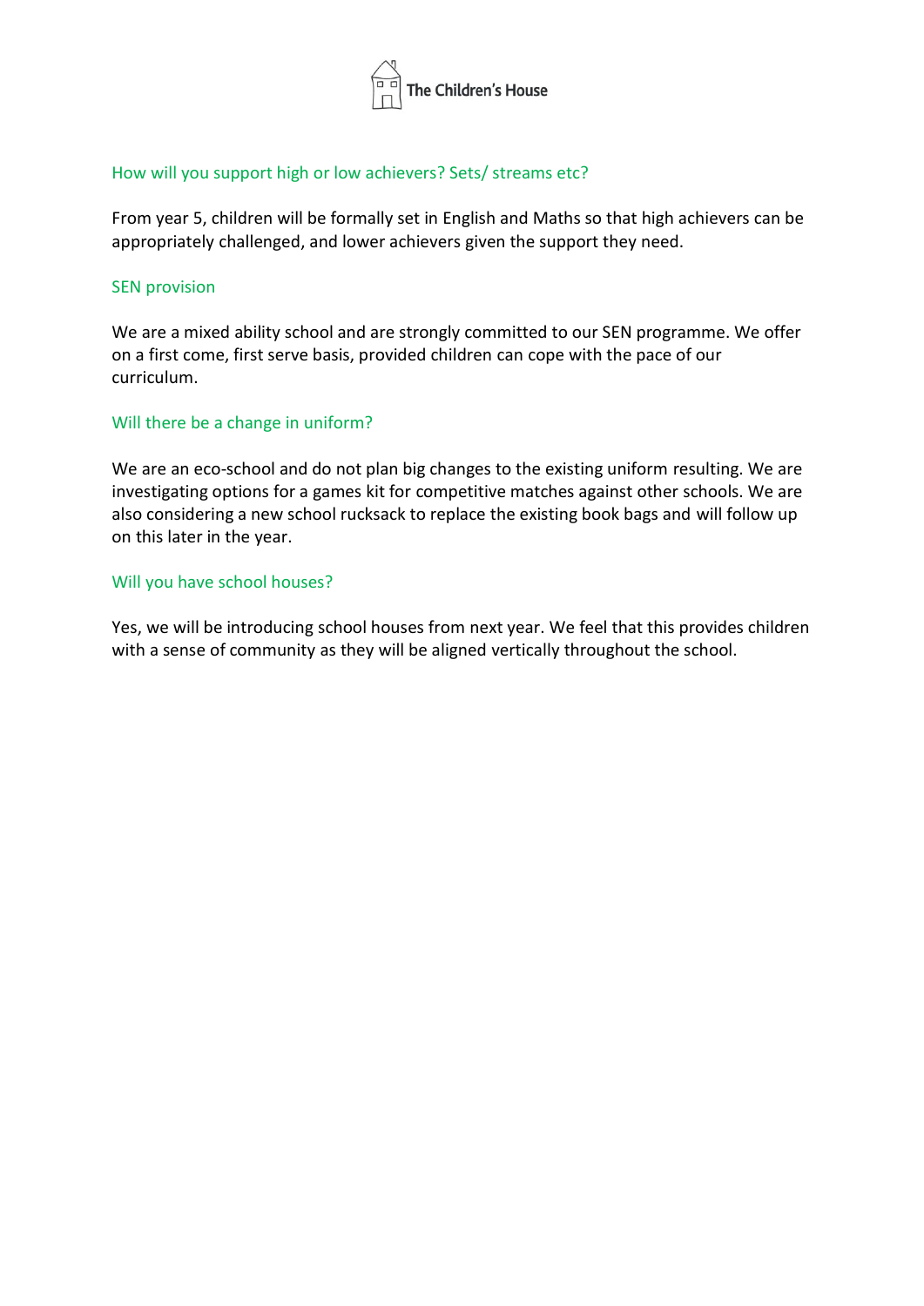## How will you support high or low achievers? Sets/ streams etc?

From year 5, children will be formally set in English and Maths so that high achievers can be appropriately challenged, and lower achievers given the support they need.

## SEN provision

We are a mixed ability school and are strongly committed to our SEN programme. We offer on a first come, first serve basis, provided children can cope with the pace of our curriculum.

## Will there be a change in uniform?

We are an eco-school and do not plan big changes to the existing uniform resulting. We are investigating options for a games kit for competitive matches against other schools. We are also considering a new school rucksack to replace the existing book bags and will follow up on this later in the year.

## Will you have school houses?

Yes, we will be introducing school houses from next year. We feel that this provides children with a sense of community as they will be aligned vertically throughout the school.